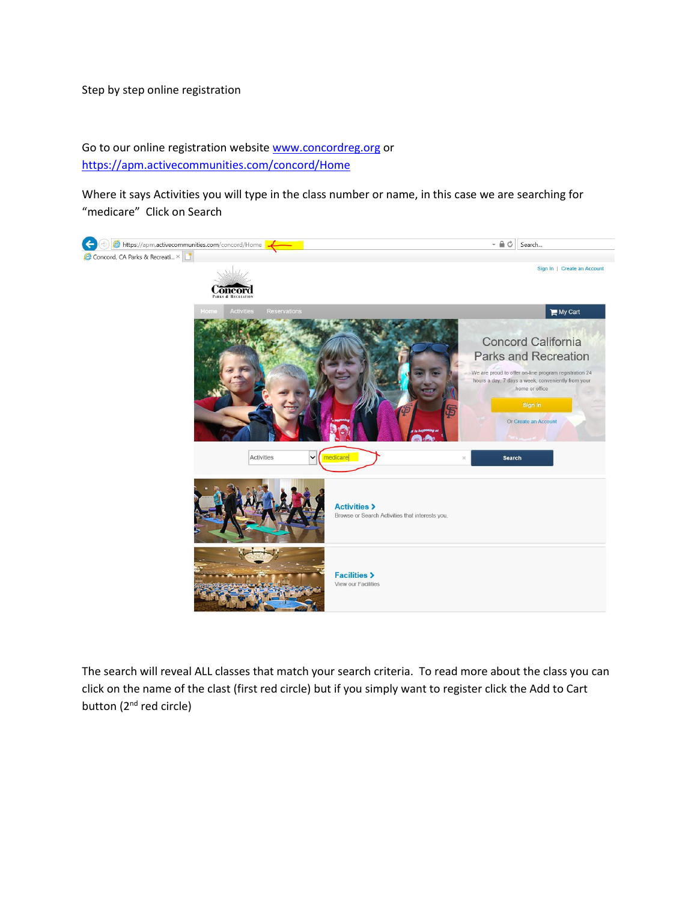Step by step online registration

Go to our online registration website [www.concordreg.org](http://www.concordreg.org) or [https://apm.activecommunities.com/concord/Home](https://apm.activecommunities.com/concord/Home)

Where it says Activities you will type in the class number or name, in this case we are searching for "medicare" Click on Search

The search will reveal ALL classes that match your search criteria. To read more about the class you can click on the name of the clast (first red circle) but if you simply want to register click the Add to Cart button (2nd red circle)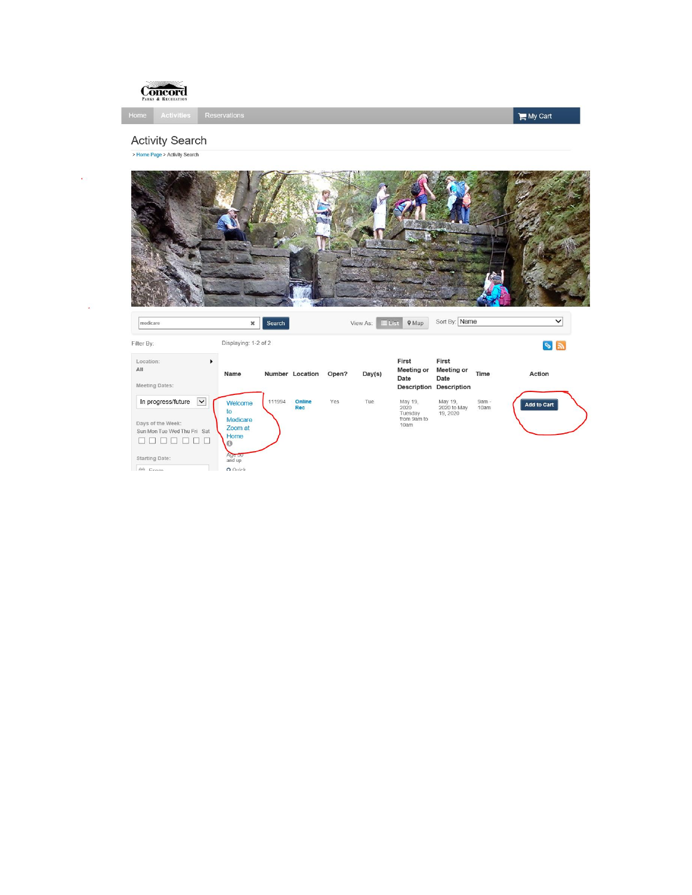Concord
Parks & Recreation

Home | Activities | Reservations | My Cart

# Activity Search

> Home Page > Activity Search

medicare | Search | View As: List | Map | Sort By: Name

Filter By:

Displaying: 1-2 of 2

Location: All

Meeting Dates: In progress/future

Days of the Week: Sun Mon Tue Wed Thu Fri Sat

Starting Date: From

| Name | Number | Location | Open? | Day(s) | First Meeting or Date Description | First Meeting or Date Description | Time | Action |
|---|---|---|---|---|---|---|---|---|
| Welcome to Medicare Zoom at Home<br>Age 50 and up<br>Quick | 111994 | Online Rec | Yes | Tue | May 19, 2020 Tuesday from 9am to 10am | May 19, 2020 to May 19, 2020 | 9am - 10am | Add to Cart |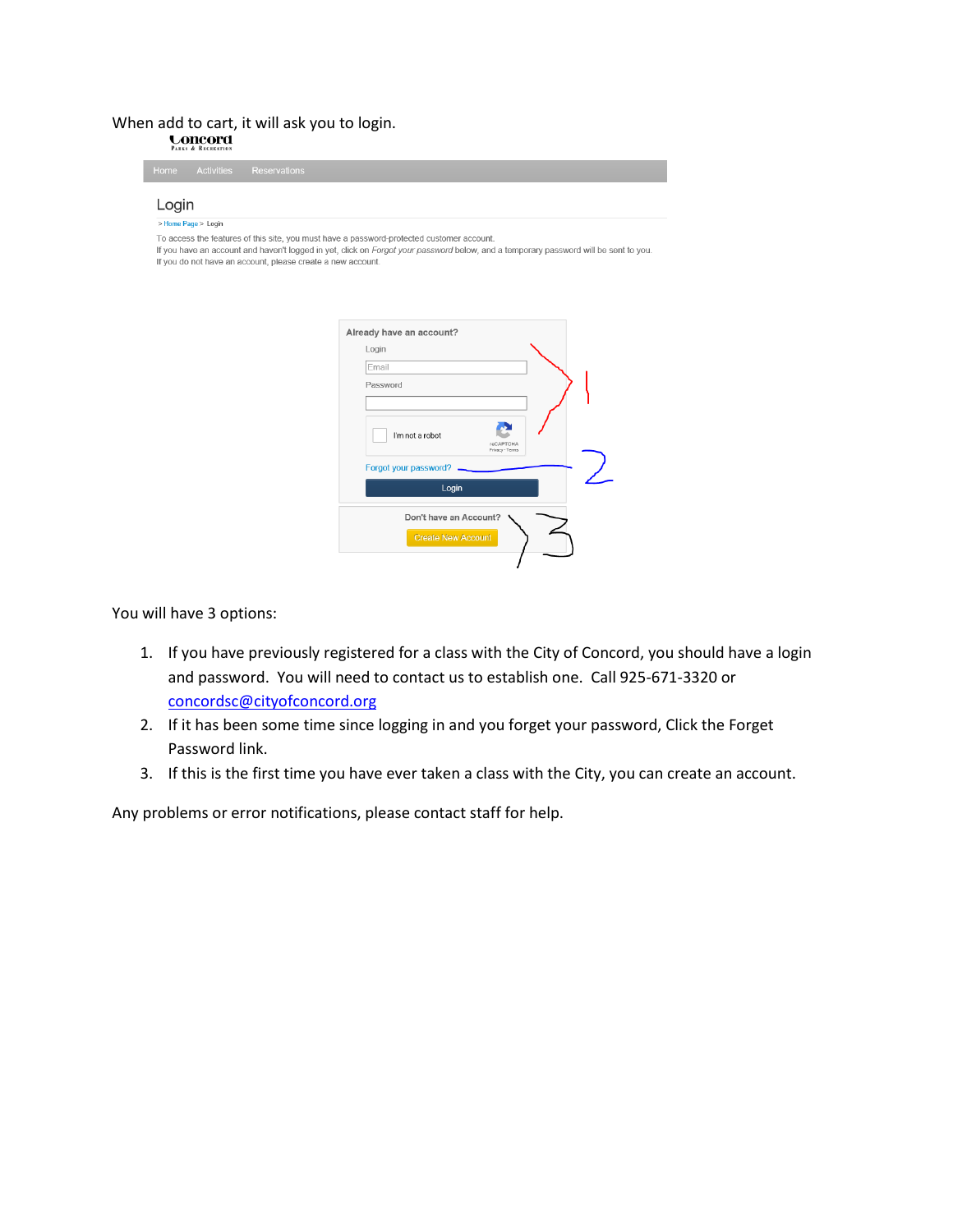When add to cart, it will ask you to login.

You will have 3 options:

1. If you have previously registered for a class with the City of Concord, you should have a login and password. You will need to contact us to establish one. Call 925-671-3320 or concordsc@cityofconcord.org
2. If it has been some time since logging in and you forget your password, Click the Forget Password link.
3. If this is the first time you have ever taken a class with the City, you can create an account.

Any problems or error notifications, please contact staff for help.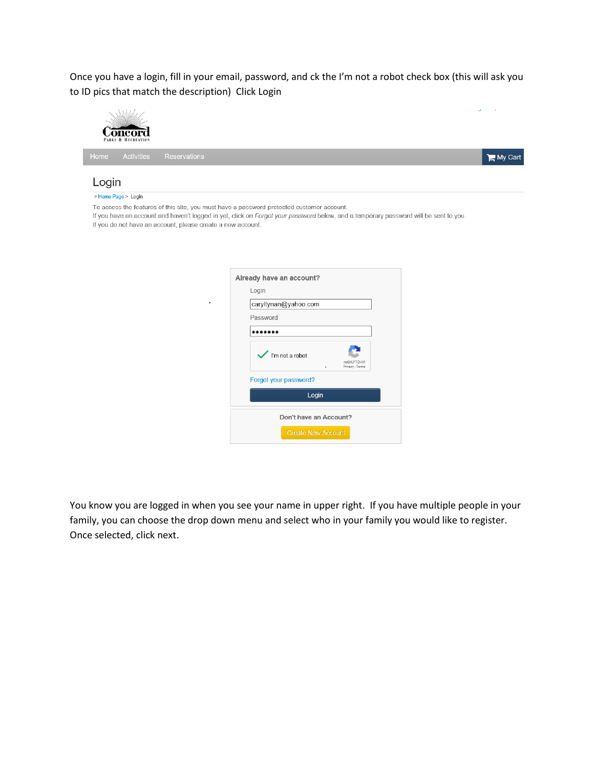Once you have a login, fill in your email, password, and ck the I'm not a robot check box (this will ask you to ID pics that match the description) Click Login

Concord
PARKS & RECREATION

Home Activities Reservations My Cart

## Login

> Home Page > Login

To access the features of this site, you must have a password protected customer account.
If you have an account and haven't logged in yet, click on *Forgot your password* below, and a temporary password will be sent to you.
If you do not have an account, please create a new account.

**Already have an account?**

Login

caryltynan@yahoo.com

Password

•••••••

I'm not a robot

reCAPTCHA
Privacy - Terms

Forgot your password?

Login

**Don't have an Account?**

Create New Account

You know you are logged in when you see your name in upper right. If you have multiple people in your family, you can choose the drop down menu and select who in your family you would like to register. Once selected, click next.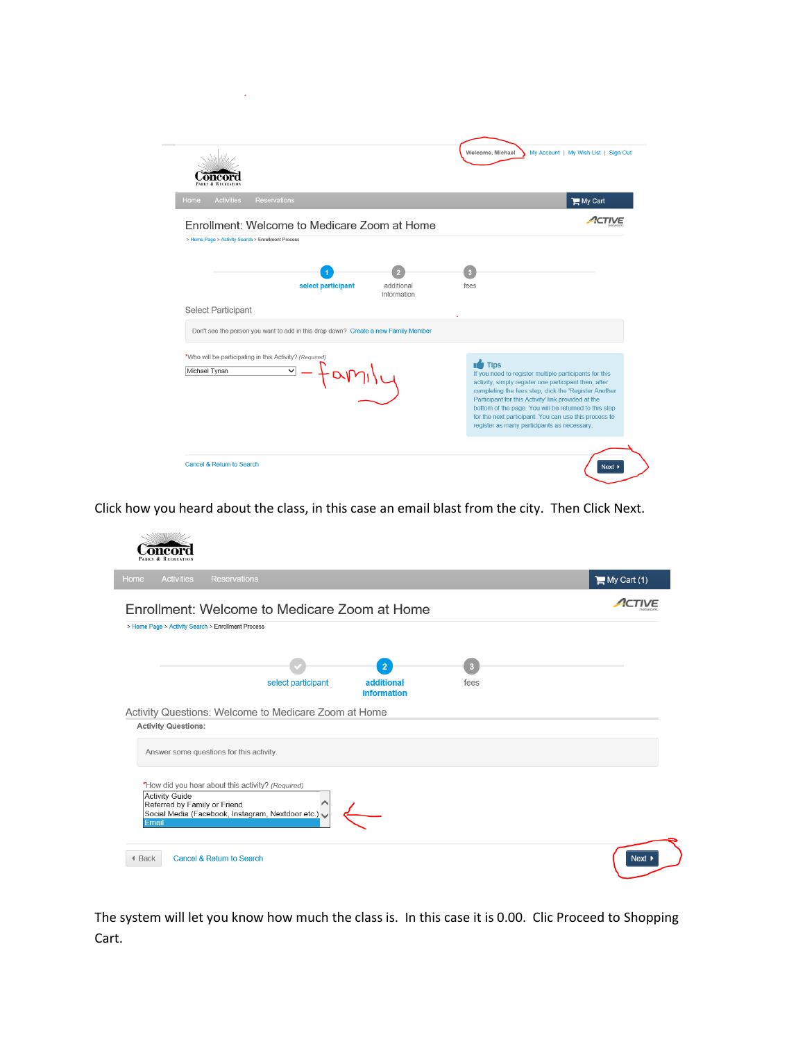Welcome, Michael | My Account | My Wish List | Sign Out

Concord Parks & Recreation

Home | Activities | Reservations | My Cart

Enrollment: Welcome to Medicare Zoom at Home

> Home Page > Activity Search > Enrollment Process

1 select participant — 2 additional information — 3 fees

Select Participant

Don't see the person you want to add in this drop down? Create a new Family Member

*Who will be participating in this Activity? (Required)

Michael Tynan — family

Tips

If you need to register multiple participants for this activity, simply register one participant then, after completing the fees step, click the 'Register Another Participant for this Activity' link provided at the bottom of the page. You will be returned to this step for the next participant. You can use this process to register as many participants as necessary.

Cancel & Return to Search | Next

Click how you heard about the class, in this case an email blast from the city. Then Click Next.

Concord Parks & Recreation

Home | Activities | Reservations | My Cart (1)

Enrollment: Welcome to Medicare Zoom at Home

> Home Page > Activity Search > Enrollment Process

select participant — 2 additional information — 3 fees

Activity Questions: Welcome to Medicare Zoom at Home

**Activity Questions:**

Answer some questions for this activity.

*How did you hear about this activity? (Required)

- Activity Guide
- Referred by Family or Friend
- Social Media (Facebook, Instagram, Nextdoor etc.)
- Email

Back | Cancel & Return to Search | Next

The system will let you know how much the class is. In this case it is 0.00. Clic Proceed to Shopping Cart.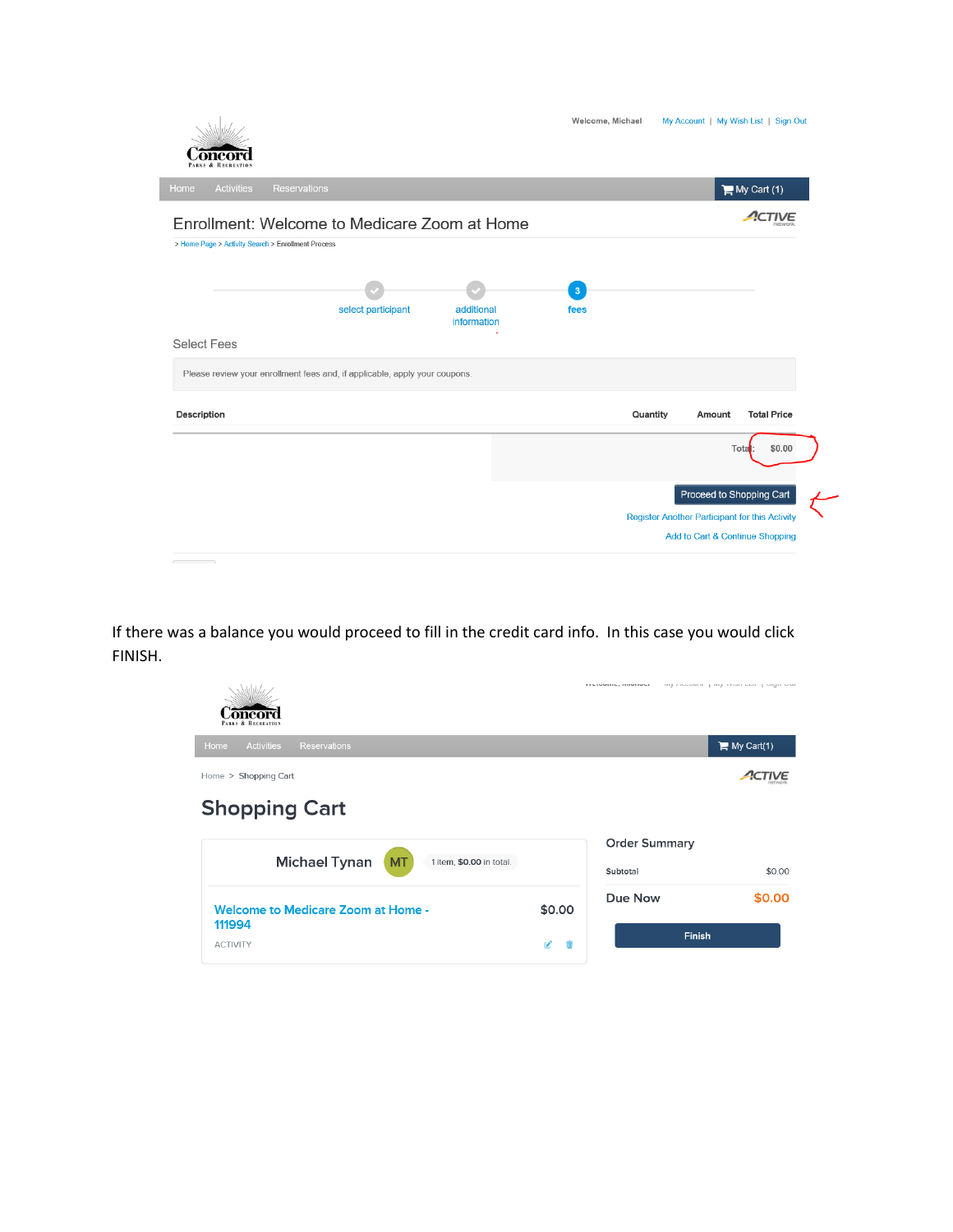Welcome, Michael | My Account | My Wish List | Sign Out

Home | Activities | Reservations | My Cart (1)

## Enrollment: Welcome to Medicare Zoom at Home

> Home Page > Activity Search > Enrollment Process

select participant | additional information | 3 fees

Select Fees

Please review your enrollment fees and, if applicable, apply your coupons.

| Description | Quantity | Amount | Total Price |
| --- | --- | --- | --- |
| | | Total: | $0.00 |

Proceed to Shopping Cart

Register Another Participant for this Activity

Add to Cart & Continue Shopping

If there was a balance you would proceed to fill in the credit card info. In this case you would click FINISH.

Home | Activities | Reservations | My Cart(1)

Home > Shopping Cart

## Shopping Cart

Michael Tynan MT 1 item, $0.00 in total.

Welcome to Medicare Zoom at Home - 111994 $0.00

ACTIVITY

Order Summary

| | |
| --- | --- |
| Subtotal | $0.00 |
| Due Now | $0.00 |

Finish